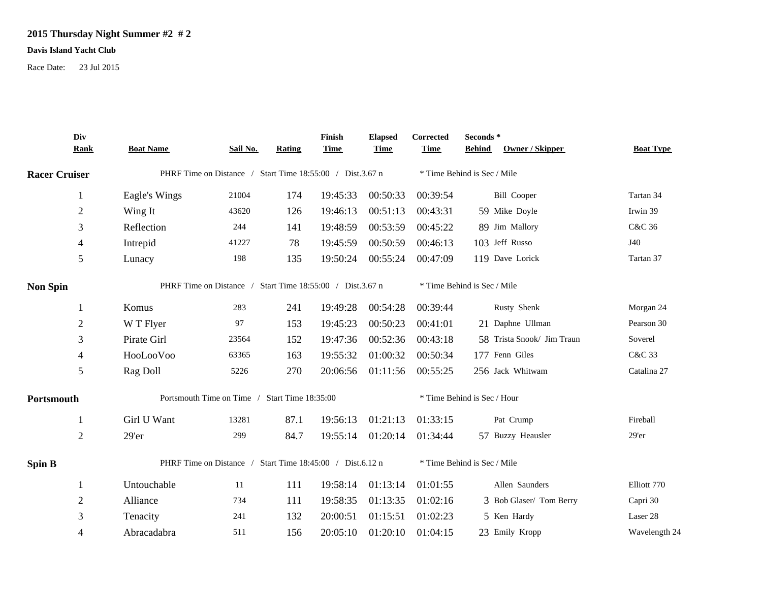## 2015 Thursday Night Summer #2 # 2

**Davis Island Yacht Club**

Race Date: 23 Jul 2015

| Div Rank | Boat Name | Sail No. | Rating | Finish Time | Elapsed Time | Corrected Time | Seconds * Behind | Owner / Skipper | Boat Type |
|---|---|---|---|---|---|---|---|---|---|
| **Racer Cruiser** | PHRF Time on Distance / Start Time 18:55:00 / Dist.3.67 n | | | | | * Time Behind is Sec / Mile | | | |
| 1 | Eagle's Wings | 21004 | 174 | 19:45:33 | 00:50:33 | 00:39:54 | | Bill Cooper | Tartan 34 |
| 2 | Wing It | 43620 | 126 | 19:46:13 | 00:51:13 | 00:43:31 | 59 | Mike Doyle | Irwin 39 |
| 3 | Reflection | 244 | 141 | 19:48:59 | 00:53:59 | 00:45:22 | 89 | Jim Mallory | C&C 36 |
| 4 | Intrepid | 41227 | 78 | 19:45:59 | 00:50:59 | 00:46:13 | 103 | Jeff Russo | J40 |
| 5 | Lunacy | 198 | 135 | 19:50:24 | 00:55:24 | 00:47:09 | 119 | Dave Lorick | Tartan 37 |
| **Non Spin** | PHRF Time on Distance / Start Time 18:55:00 / Dist.3.67 n | | | | | * Time Behind is Sec / Mile | | | |
| 1 | Komus | 283 | 241 | 19:49:28 | 00:54:28 | 00:39:44 | | Rusty Shenk | Morgan 24 |
| 2 | W T Flyer | 97 | 153 | 19:45:23 | 00:50:23 | 00:41:01 | 21 | Daphne Ullman | Pearson 30 |
| 3 | Pirate Girl | 23564 | 152 | 19:47:36 | 00:52:36 | 00:43:18 | 58 | Trista Snook/ Jim Traun | Soverel |
| 4 | HooLooVoo | 63365 | 163 | 19:55:32 | 01:00:32 | 00:50:34 | 177 | Fenn Giles | C&C 33 |
| 5 | Rag Doll | 5226 | 270 | 20:06:56 | 01:11:56 | 00:55:25 | 256 | Jack Whitwam | Catalina 27 |
| **Portsmouth** | Portsmouth Time on Time / Start Time 18:35:00 | | | | | * Time Behind is Sec / Hour | | | |
| 1 | Girl U Want | 13281 | 87.1 | 19:56:13 | 01:21:13 | 01:33:15 | | Pat Crump | Fireball |
| 2 | 29'er | 299 | 84.7 | 19:55:14 | 01:20:14 | 01:34:44 | 57 | Buzzy Heausler | 29'er |
| **Spin B** | PHRF Time on Distance / Start Time 18:45:00 / Dist.6.12 n | | | | | * Time Behind is Sec / Mile | | | |
| 1 | Untouchable | 11 | 111 | 19:58:14 | 01:13:14 | 01:01:55 | | Allen Saunders | Elliott 770 |
| 2 | Alliance | 734 | 111 | 19:58:35 | 01:13:35 | 01:02:16 | 3 | Bob Glaser/ Tom Berry | Capri 30 |
| 3 | Tenacity | 241 | 132 | 20:00:51 | 01:15:51 | 01:02:23 | 5 | Ken Hardy | Laser 28 |
| 4 | Abracadabra | 511 | 156 | 20:05:10 | 01:20:10 | 01:04:15 | 23 | Emily Kropp | Wavelength 24 |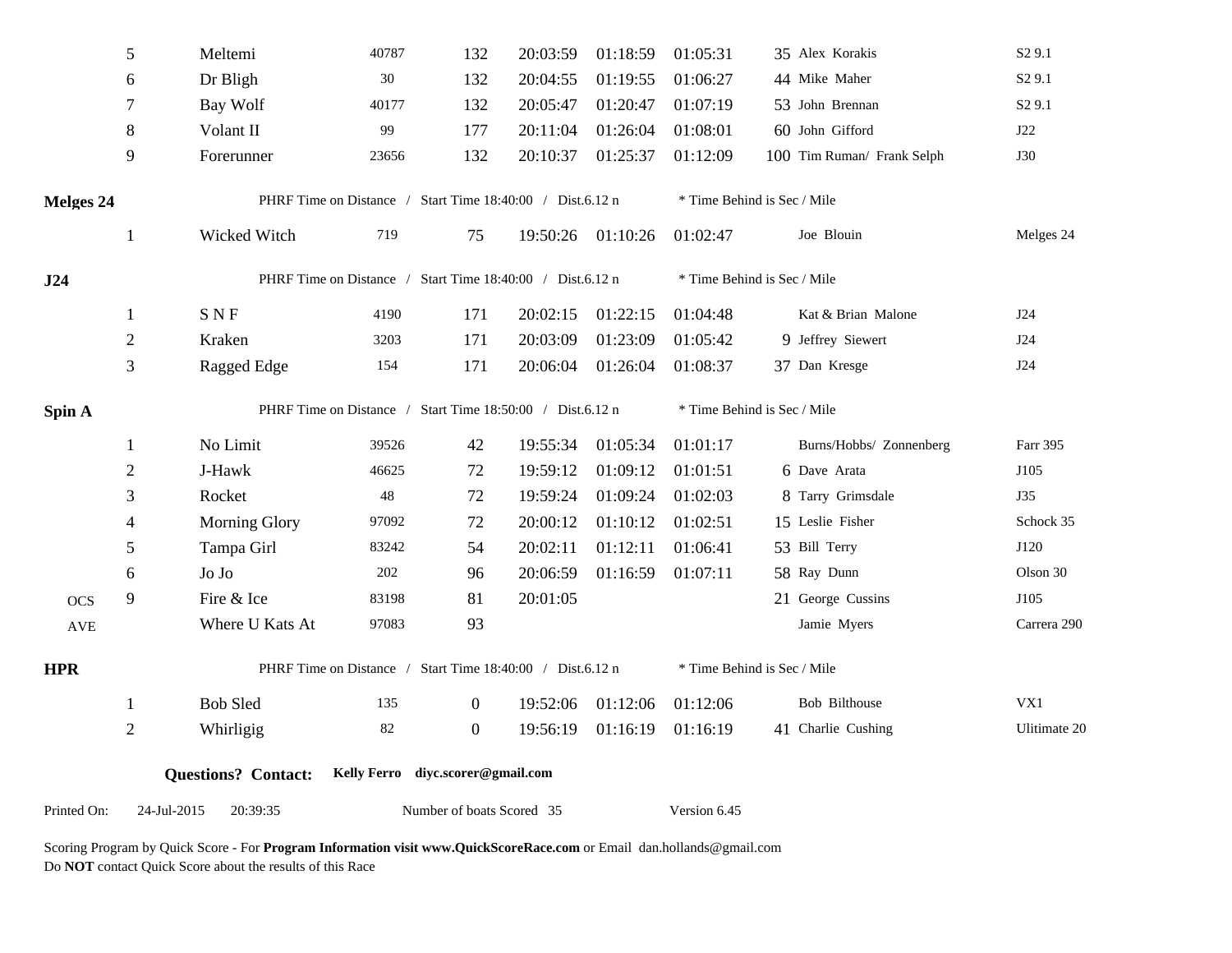| | | | | | | | | | | |
|---|---|---|---|---|---|---|---|---|---|---|
| | 5 | Meltemi | 40787 | 132 | 20:03:59 | 01:18:59 | 01:05:31 | 35 | Alex Korakis | S2 9.1 |
| | 6 | Dr Bligh | 30 | 132 | 20:04:55 | 01:19:55 | 01:06:27 | 44 | Mike Maher | S2 9.1 |
| | 7 | Bay Wolf | 40177 | 132 | 20:05:47 | 01:20:47 | 01:07:19 | 53 | John Brennan | S2 9.1 |
| | 8 | Volant II | 99 | 177 | 20:11:04 | 01:26:04 | 01:08:01 | 60 | John Gifford | J22 |
| | 9 | Forerunner | 23656 | 132 | 20:10:37 | 01:25:37 | 01:12:09 | 100 | Tim Ruman/ Frank Selph | J30 |

**Melges 24** PHRF Time on Distance / Start Time 18:40:00 / Dist.6.12 n * Time Behind is Sec / Mile

| | | | | | | | | | | |
|---|---|---|---|---|---|---|---|---|---|---|
| | 1 | Wicked Witch | 719 | 75 | 19:50:26 | 01:10:26 | 01:02:47 | | Joe Blouin | Melges 24 |

**J24** PHRF Time on Distance / Start Time 18:40:00 / Dist.6.12 n * Time Behind is Sec / Mile

| | | | | | | | | | | |
|---|---|---|---|---|---|---|---|---|---|---|
| | 1 | S N F | 4190 | 171 | 20:02:15 | 01:22:15 | 01:04:48 | | Kat & Brian Malone | J24 |
| | 2 | Kraken | 3203 | 171 | 20:03:09 | 01:23:09 | 01:05:42 | 9 | Jeffrey Siewert | J24 |
| | 3 | Ragged Edge | 154 | 171 | 20:06:04 | 01:26:04 | 01:08:37 | 37 | Dan Kresge | J24 |

**Spin A** PHRF Time on Distance / Start Time 18:50:00 / Dist.6.12 n * Time Behind is Sec / Mile

| | | | | | | | | | | |
|---|---|---|---|---|---|---|---|---|---|---|
| | 1 | No Limit | 39526 | 42 | 19:55:34 | 01:05:34 | 01:01:17 | | Burns/Hobbs/ Zonnenberg | Farr 395 |
| | 2 | J-Hawk | 46625 | 72 | 19:59:12 | 01:09:12 | 01:01:51 | 6 | Dave Arata | J105 |
| | 3 | Rocket | 48 | 72 | 19:59:24 | 01:09:24 | 01:02:03 | 8 | Tarry Grimsdale | J35 |
| | 4 | Morning Glory | 97092 | 72 | 20:00:12 | 01:10:12 | 01:02:51 | 15 | Leslie Fisher | Schock 35 |
| | 5 | Tampa Girl | 83242 | 54 | 20:02:11 | 01:12:11 | 01:06:41 | 53 | Bill Terry | J120 |
| | 6 | Jo Jo | 202 | 96 | 20:06:59 | 01:16:59 | 01:07:11 | 58 | Ray Dunn | Olson 30 |
| OCS | 9 | Fire & Ice | 83198 | 81 | 20:01:05 | | | 21 | George Cussins | J105 |
| AVE | | Where U Kats At | 97083 | 93 | | | | | Jamie Myers | Carrera 290 |

**HPR** PHRF Time on Distance / Start Time 18:40:00 / Dist.6.12 n * Time Behind is Sec / Mile

| | | | | | | | | | | |
|---|---|---|---|---|---|---|---|---|---|---|
| | 1 | Bob Sled | 135 | 0 | 19:52:06 | 01:12:06 | 01:12:06 | | Bob Bilthouse | VX1 |
| | 2 | Whirligig | 82 | 0 | 19:56:19 | 01:16:19 | 01:16:19 | 41 | Charlie Cushing | Ultimate 20 |

**Questions? Contact:** **Kelly Ferro diyc.scorer@gmail.com**

Printed On: 24-Jul-2015 20:39:35 Number of boats Scored 35 Version 6.45

Scoring Program by Quick Score - For **Program Information visit www.QuickScoreRace.com** or Email dan.hollands@gmail.com
Do **NOT** contact Quick Score about the results of this Race